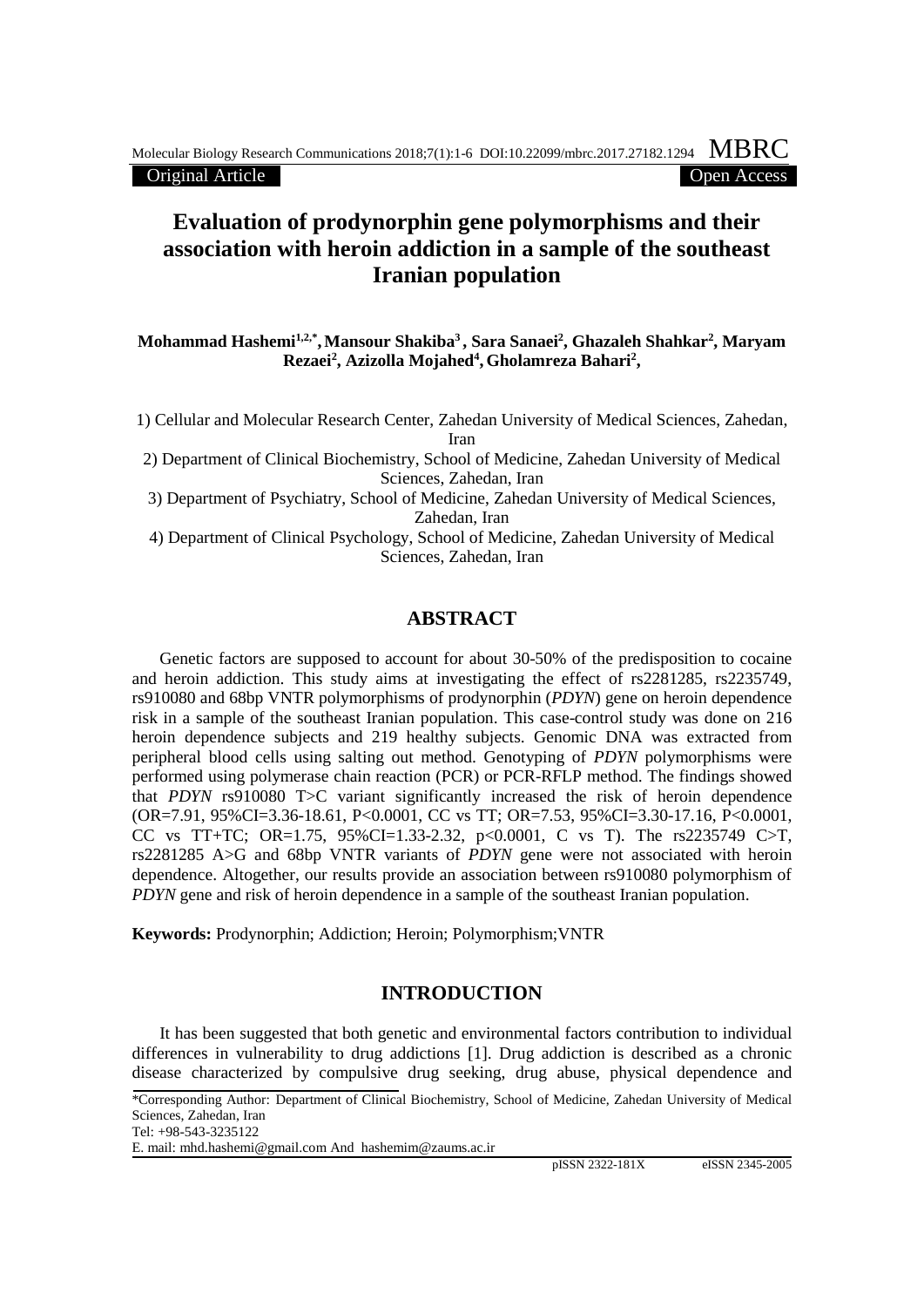Original Article | Open Access

# Evaluation of prodynorphin gene polymorphisms and their association with heroin addiction in a sample of the southeast Iranian population

**Mohammad Hashemi[1,2,*], Mansour Shakiba[3], Sara Sanaei[2], Ghazaleh Shahkar[2], Maryam Rezaei[2], Azizolla Mojahed[4], Gholamreza Bahari[2],**

1) Cellular and Molecular Research Center, Zahedan University of Medical Sciences, Zahedan, Iran

2) Department of Clinical Biochemistry, School of Medicine, Zahedan University of Medical Sciences, Zahedan, Iran

3) Department of Psychiatry, School of Medicine, Zahedan University of Medical Sciences, Zahedan, Iran

4) Department of Clinical Psychology, School of Medicine, Zahedan University of Medical Sciences, Zahedan, Iran

## ABSTRACT

Genetic factors are supposed to account for about 30-50% of the predisposition to cocaine and heroin addiction. This study aims at investigating the effect of rs2281285, rs2235749, rs910080 and 68bp VNTR polymorphisms of prodynorphin (*PDYN*) gene on heroin dependence risk in a sample of the southeast Iranian population. This case-control study was done on 216 heroin dependence subjects and 219 healthy subjects. Genomic DNA was extracted from peripheral blood cells using salting out method. Genotyping of *PDYN* polymorphisms were performed using polymerase chain reaction (PCR) or PCR-RFLP method. The findings showed that *PDYN* rs910080 T>C variant significantly increased the risk of heroin dependence (OR=7.91, 95%CI=3.36-18.61, P<0.0001, CC vs TT; OR=7.53, 95%CI=3.30-17.16, P<0.0001, CC vs TT+TC; OR=1.75, 95%CI=1.33-2.32, p<0.0001, C vs T). The rs2235749 C>T, rs2281285 A>G and 68bp VNTR variants of *PDYN* gene were not associated with heroin dependence. Altogether, our results provide an association between rs910080 polymorphism of *PDYN* gene and risk of heroin dependence in a sample of the southeast Iranian population.

**Keywords:** Prodynorphin; Addiction; Heroin; Polymorphism;VNTR

## INTRODUCTION

It has been suggested that both genetic and environmental factors contribution to individual differences in vulnerability to drug addictions [1]. Drug addiction is described as a chronic disease characterized by compulsive drug seeking, drug abuse, physical dependence and

*Corresponding Author: Department of Clinical Biochemistry, School of Medicine, Zahedan University of Medical Sciences, Zahedan, Iran
Tel: +98-543-3235122
E. mail: mhd.hashemi@gmail.com And hashemim@zaums.ac.ir

pISSN 2322-181X eISSN 2345-2005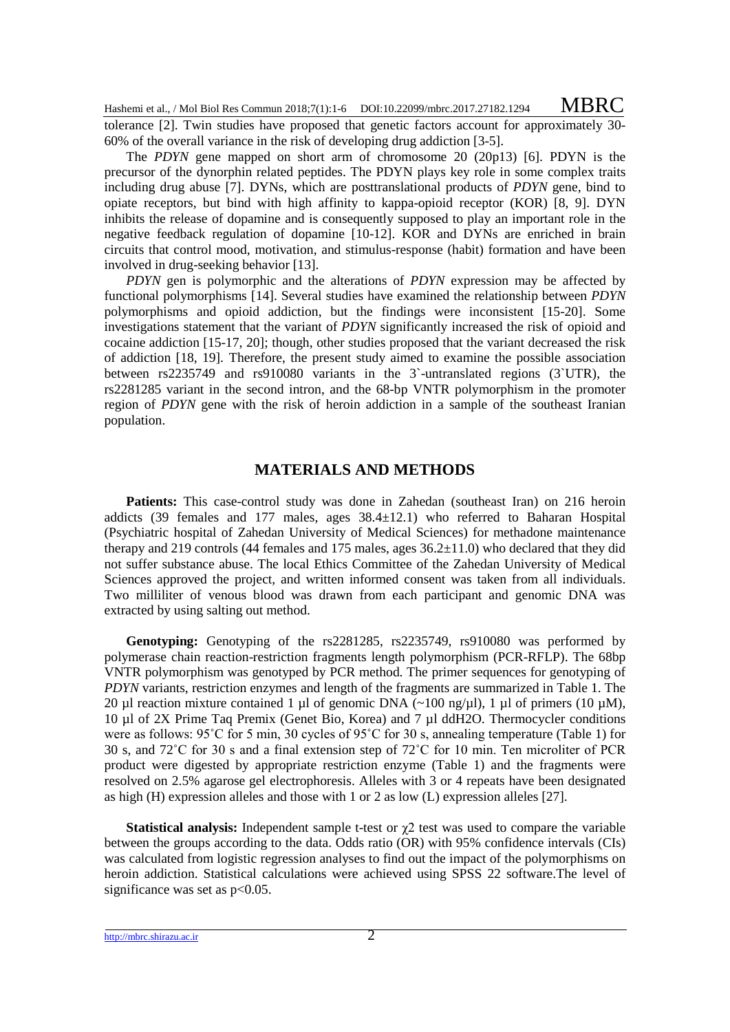tolerance [2]. Twin studies have proposed that genetic factors account for approximately 30-60% of the overall variance in the risk of developing drug addiction [3-5].

The *PDYN* gene mapped on short arm of chromosome 20 (20p13) [6]. PDYN is the precursor of the dynorphin related peptides. The PDYN plays key role in some complex traits including drug abuse [7]. DYNs, which are posttranslational products of *PDYN* gene, bind to opiate receptors, but bind with high affinity to kappa-opioid receptor (KOR) [8, 9]. DYN inhibits the release of dopamine and is consequently supposed to play an important role in the negative feedback regulation of dopamine [10-12]. KOR and DYNs are enriched in brain circuits that control mood, motivation, and stimulus-response (habit) formation and have been involved in drug-seeking behavior [13].

*PDYN* gen is polymorphic and the alterations of *PDYN* expression may be affected by functional polymorphisms [14]. Several studies have examined the relationship between *PDYN* polymorphisms and opioid addiction, but the findings were inconsistent [15-20]. Some investigations statement that the variant of *PDYN* significantly increased the risk of opioid and cocaine addiction [15-17, 20]; though, other studies proposed that the variant decreased the risk of addiction [18, 19]. Therefore, the present study aimed to examine the possible association between rs2235749 and rs910080 variants in the 3`-untranslated regions (3`UTR), the rs2281285 variant in the second intron, and the 68-bp VNTR polymorphism in the promoter region of *PDYN* gene with the risk of heroin addiction in a sample of the southeast Iranian population.

## MATERIALS AND METHODS

**Patients:** This case-control study was done in Zahedan (southeast Iran) on 216 heroin addicts (39 females and 177 males, ages 38.4±12.1) who referred to Baharan Hospital (Psychiatric hospital of Zahedan University of Medical Sciences) for methadone maintenance therapy and 219 controls (44 females and 175 males, ages 36.2±11.0) who declared that they did not suffer substance abuse. The local Ethics Committee of the Zahedan University of Medical Sciences approved the project, and written informed consent was taken from all individuals. Two milliliter of venous blood was drawn from each participant and genomic DNA was extracted by using salting out method.

**Genotyping:** Genotyping of the rs2281285, rs2235749, rs910080 was performed by polymerase chain reaction-restriction fragments length polymorphism (PCR-RFLP). The 68bp VNTR polymorphism was genotyped by PCR method. The primer sequences for genotyping of *PDYN* variants, restriction enzymes and length of the fragments are summarized in Table 1. The 20 µl reaction mixture contained 1 µl of genomic DNA (~100 ng/µl), 1 µl of primers (10 µM), 10 µl of 2X Prime Taq Premix (Genet Bio, Korea) and 7 µl ddH2O. Thermocycler conditions were as follows: 95˚C for 5 min, 30 cycles of 95˚C for 30 s, annealing temperature (Table 1) for 30 s, and 72˚C for 30 s and a final extension step of 72˚C for 10 min. Ten microliter of PCR product were digested by appropriate restriction enzyme (Table 1) and the fragments were resolved on 2.5% agarose gel electrophoresis. Alleles with 3 or 4 repeats have been designated as high (H) expression alleles and those with 1 or 2 as low (L) expression alleles [27].

**Statistical analysis:** Independent sample t-test or $\chi^2$ test was used to compare the variable between the groups according to the data. Odds ratio (OR) with 95% confidence intervals (CIs) was calculated from logistic regression analyses to find out the impact of the polymorphisms on heroin addiction. Statistical calculations were achieved using SPSS 22 software.The level of significance was set as $p<0.05$.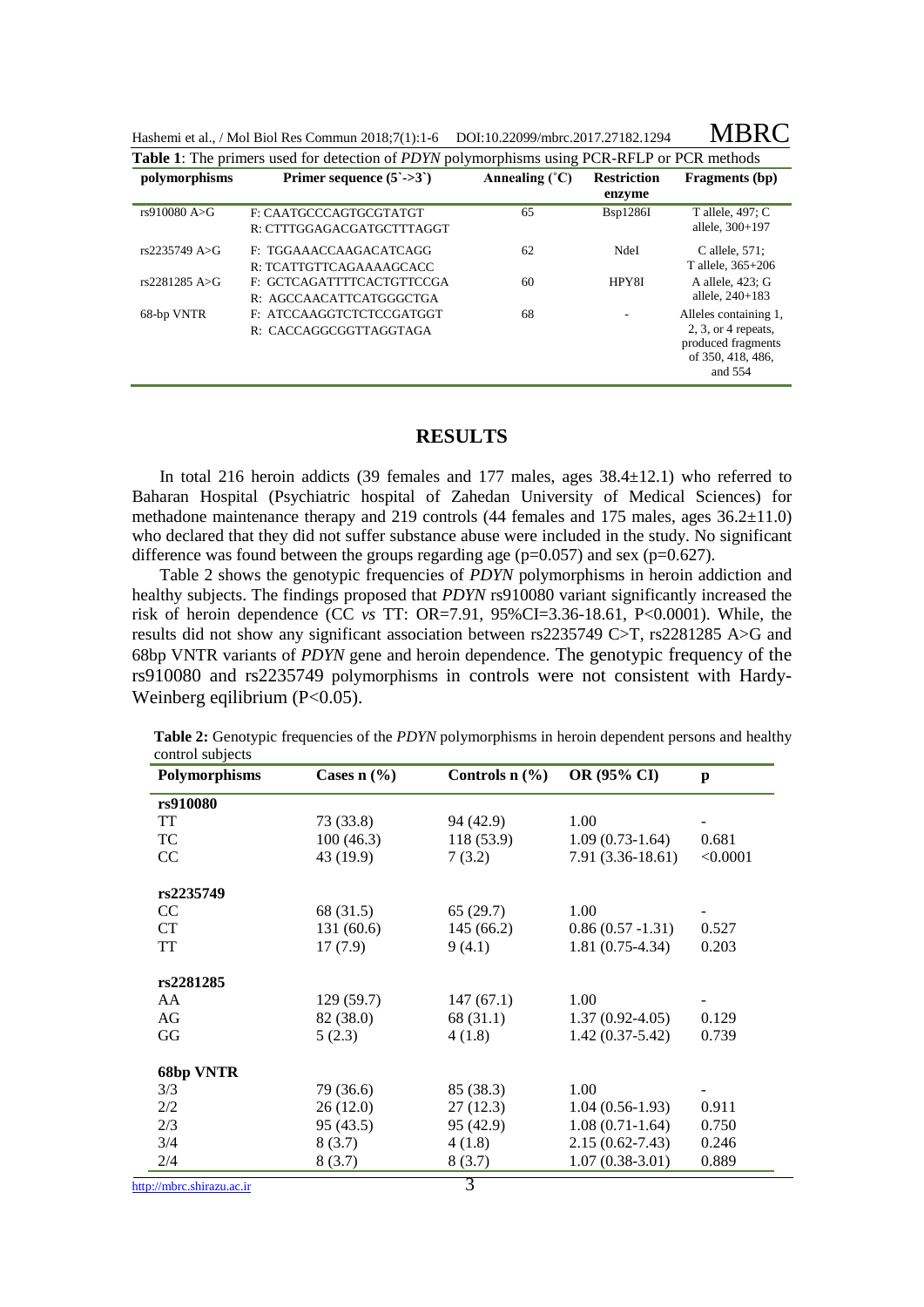**Table 1**: The primers used for detection of *PDYN* polymorphisms using PCR-RFLP or PCR methods

| polymorphisms | Primer sequence (5`->3`) | Annealing (˚C) | Restriction enzyme | Fragments (bp) |
|---|---|---|---|---|
| rs910080 A>G | F: CAATGCCCAGTGCGTATGT<br>R: CTTTGGAGACGATGCTTTAGGT | 65 | Bsp1286I | T allele, 497; C allele, 300+197 |
| rs2235749 A>G | F: TGGAAACCAAGACATCAGG<br>R: TCATTGTTCAGAAAAGCACC | 62 | NdeI | C allele, 571; T allele, 365+206 |
| rs2281285 A>G | F: GCTCAGATTTTCACTGTTCCGA<br>R: AGCCAACATTCATGGGCTGA | 60 | HPY8I | A allele, 423; G allele, 240+183 |
| 68-bp VNTR | F: ATCCAAGGTCTCTCCGATGGT<br>R: CACCAGGCGGTTAGGTAGA | 68 | - | Alleles containing 1, 2, 3, or 4 repeats, produced fragments of 350, 418, 486, and 554 |

## RESULTS

In total 216 heroin addicts (39 females and 177 males, ages 38.4±12.1) who referred to Baharan Hospital (Psychiatric hospital of Zahedan University of Medical Sciences) for methadone maintenance therapy and 219 controls (44 females and 175 males, ages 36.2±11.0) who declared that they did not suffer substance abuse were included in the study. No significant difference was found between the groups regarding age (p=0.057) and sex (p=0.627).

Table 2 shows the genotypic frequencies of *PDYN* polymorphisms in heroin addiction and healthy subjects. The findings proposed that *PDYN* rs910080 variant significantly increased the risk of heroin dependence (CC *vs* TT: OR=7.91, 95%CI=3.36-18.61, P<0.0001). While, the results did not show any significant association between rs2235749 C>T, rs2281285 A>G and 68bp VNTR variants of *PDYN* gene and heroin dependence. The genotypic frequency of the rs910080 and rs2235749 polymorphisms in controls were not consistent with Hardy-Weinberg eqilibrium (P<0.05).

**Table 2:** Genotypic frequencies of the *PDYN* polymorphisms in heroin dependent persons and healthy control subjects

| Polymorphisms | Cases n (%) | Controls n (%) | OR (95% CI) | p |
|---|---|---|---|---|
| **rs910080** | | | | |
| TT | 73 (33.8) | 94 (42.9) | 1.00 | - |
| TC | 100 (46.3) | 118 (53.9) | 1.09 (0.73-1.64) | 0.681 |
| CC | 43 (19.9) | 7 (3.2) | 7.91 (3.36-18.61) | <0.0001 |
| **rs2235749** | | | | |
| CC | 68 (31.5) | 65 (29.7) | 1.00 | - |
| CT | 131 (60.6) | 145 (66.2) | 0.86 (0.57 -1.31) | 0.527 |
| TT | 17 (7.9) | 9 (4.1) | 1.81 (0.75-4.34) | 0.203 |
| **rs2281285** | | | | |
| AA | 129 (59.7) | 147 (67.1) | 1.00 | - |
| AG | 82 (38.0) | 68 (31.1) | 1.37 (0.92-4.05) | 0.129 |
| GG | 5 (2.3) | 4 (1.8) | 1.42 (0.37-5.42) | 0.739 |
| **68bp VNTR** | | | | |
| 3/3 | 79 (36.6) | 85 (38.3) | 1.00 | - |
| 2/2 | 26 (12.0) | 27 (12.3) | 1.04 (0.56-1.93) | 0.911 |
| 2/3 | 95 (43.5) | 95 (42.9) | 1.08 (0.71-1.64) | 0.750 |
| 3/4 | 8 (3.7) | 4 (1.8) | 2.15 (0.62-7.43) | 0.246 |
| 2/4 | 8 (3.7) | 8 (3.7) | 1.07 (0.38-3.01) | 0.889 |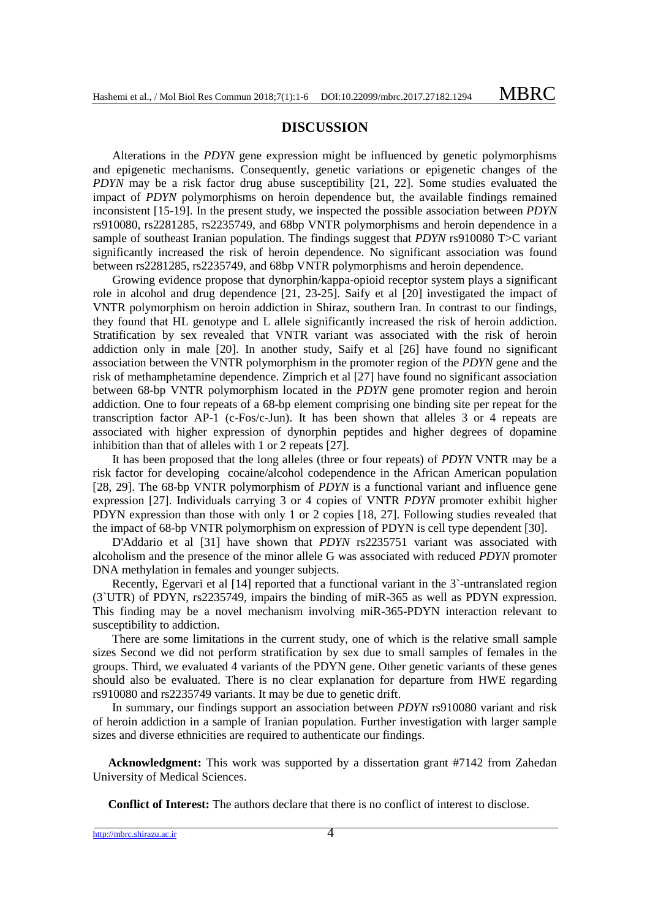## DISCUSSION

Alterations in the *PDYN* gene expression might be influenced by genetic polymorphisms and epigenetic mechanisms. Consequently, genetic variations or epigenetic changes of the *PDYN* may be a risk factor drug abuse susceptibility [21, 22]. Some studies evaluated the impact of *PDYN* polymorphisms on heroin dependence but, the available findings remained inconsistent [15-19]. In the present study, we inspected the possible association between *PDYN* rs910080, rs2281285, rs2235749, and 68bp VNTR polymorphisms and heroin dependence in a sample of southeast Iranian population. The findings suggest that *PDYN* rs910080 T>C variant significantly increased the risk of heroin dependence. No significant association was found between rs2281285, rs2235749, and 68bp VNTR polymorphisms and heroin dependence.

Growing evidence propose that dynorphin/kappa-opioid receptor system plays a significant role in alcohol and drug dependence [21, 23-25]. Saify et al [20] investigated the impact of VNTR polymorphism on heroin addiction in Shiraz, southern Iran. In contrast to our findings, they found that HL genotype and L allele significantly increased the risk of heroin addiction. Stratification by sex revealed that VNTR variant was associated with the risk of heroin addiction only in male [20]. In another study, Saify et al [26] have found no significant association between the VNTR polymorphism in the promoter region of the *PDYN* gene and the risk of methamphetamine dependence. Zimprich et al [27] have found no significant association between 68-bp VNTR polymorphism located in the *PDYN* gene promoter region and heroin addiction. One to four repeats of a 68-bp element comprising one binding site per repeat for the transcription factor AP-1 (c-Fos/c-Jun). It has been shown that alleles 3 or 4 repeats are associated with higher expression of dynorphin peptides and higher degrees of dopamine inhibition than that of alleles with 1 or 2 repeats [27].

It has been proposed that the long alleles (three or four repeats) of *PDYN* VNTR may be a risk factor for developing cocaine/alcohol codependence in the African American population [28, 29]. The 68-bp VNTR polymorphism of *PDYN* is a functional variant and influence gene expression [27]. Individuals carrying 3 or 4 copies of VNTR *PDYN* promoter exhibit higher PDYN expression than those with only 1 or 2 copies [18, 27]. Following studies revealed that the impact of 68-bp VNTR polymorphism on expression of PDYN is cell type dependent [30].

D'Addario et al [31] have shown that *PDYN* rs2235751 variant was associated with alcoholism and the presence of the minor allele G was associated with reduced *PDYN* promoter DNA methylation in females and younger subjects.

Recently, Egervari et al [14] reported that a functional variant in the 3`-untranslated region (3`UTR) of PDYN, rs2235749, impairs the binding of miR-365 as well as PDYN expression. This finding may be a novel mechanism involving miR-365-PDYN interaction relevant to susceptibility to addiction.

There are some limitations in the current study, one of which is the relative small sample sizes Second we did not perform stratification by sex due to small samples of females in the groups. Third, we evaluated 4 variants of the PDYN gene. Other genetic variants of these genes should also be evaluated. There is no clear explanation for departure from HWE regarding rs910080 and rs2235749 variants. It may be due to genetic drift.

In summary, our findings support an association between *PDYN* rs910080 variant and risk of heroin addiction in a sample of Iranian population. Further investigation with larger sample sizes and diverse ethnicities are required to authenticate our findings.

**Acknowledgment:** This work was supported by a dissertation grant #7142 from Zahedan University of Medical Sciences.

**Conflict of Interest:** The authors declare that there is no conflict of interest to disclose.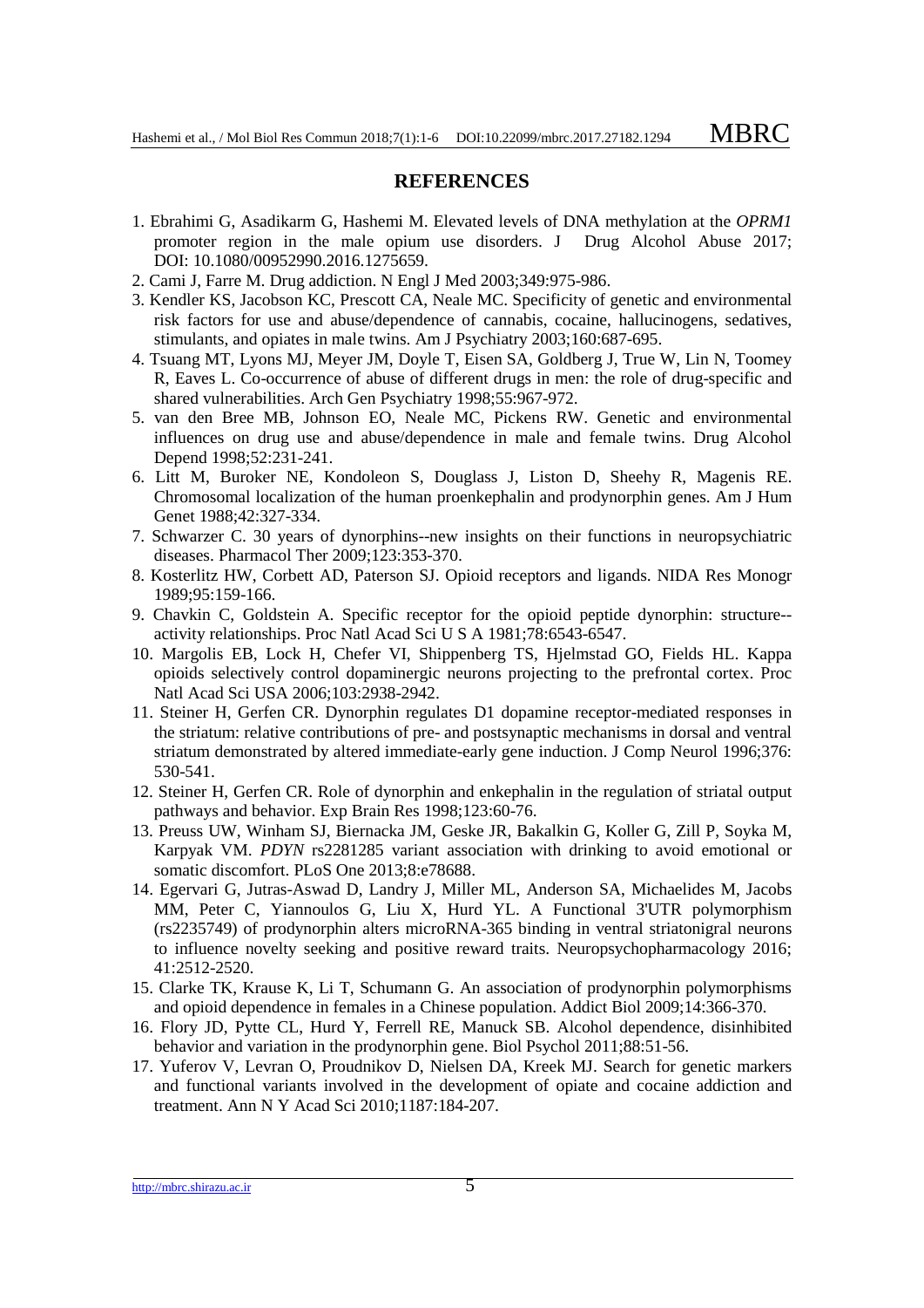## REFERENCES

1. Ebrahimi G, Asadikarm G, Hashemi M. Elevated levels of DNA methylation at the *OPRM1* promoter region in the male opium use disorders. J Drug Alcohol Abuse 2017; DOI: 10.1080/00952990.2016.1275659.
2. Cami J, Farre M. Drug addiction. N Engl J Med 2003;349:975-986.
3. Kendler KS, Jacobson KC, Prescott CA, Neale MC. Specificity of genetic and environmental risk factors for use and abuse/dependence of cannabis, cocaine, hallucinogens, sedatives, stimulants, and opiates in male twins. Am J Psychiatry 2003;160:687-695.
4. Tsuang MT, Lyons MJ, Meyer JM, Doyle T, Eisen SA, Goldberg J, True W, Lin N, Toomey R, Eaves L. Co-occurrence of abuse of different drugs in men: the role of drug-specific and shared vulnerabilities. Arch Gen Psychiatry 1998;55:967-972.
5. van den Bree MB, Johnson EO, Neale MC, Pickens RW. Genetic and environmental influences on drug use and abuse/dependence in male and female twins. Drug Alcohol Depend 1998;52:231-241.
6. Litt M, Buroker NE, Kondoleon S, Douglass J, Liston D, Sheehy R, Magenis RE. Chromosomal localization of the human proenkephalin and prodynorphin genes. Am J Hum Genet 1988;42:327-334.
7. Schwarzer C. 30 years of dynorphins--new insights on their functions in neuropsychiatric diseases. Pharmacol Ther 2009;123:353-370.
8. Kosterlitz HW, Corbett AD, Paterson SJ. Opioid receptors and ligands. NIDA Res Monogr 1989;95:159-166.
9. Chavkin C, Goldstein A. Specific receptor for the opioid peptide dynorphin: structure--activity relationships. Proc Natl Acad Sci U S A 1981;78:6543-6547.
10. Margolis EB, Lock H, Chefer VI, Shippenberg TS, Hjelmstad GO, Fields HL. Kappa opioids selectively control dopaminergic neurons projecting to the prefrontal cortex. Proc Natl Acad Sci USA 2006;103:2938-2942.
11. Steiner H, Gerfen CR. Dynorphin regulates D1 dopamine receptor-mediated responses in the striatum: relative contributions of pre- and postsynaptic mechanisms in dorsal and ventral striatum demonstrated by altered immediate-early gene induction. J Comp Neurol 1996;376: 530-541.
12. Steiner H, Gerfen CR. Role of dynorphin and enkephalin in the regulation of striatal output pathways and behavior. Exp Brain Res 1998;123:60-76.
13. Preuss UW, Winham SJ, Biernacka JM, Geske JR, Bagalkin G, Koller G, Zill P, Soyka M, Karpyak VM. *PDYN* rs2281285 variant association with drinking to avoid emotional or somatic discomfort. PLoS One 2013;8:e78688.
14. Egervari G, Jutras-Aswad D, Landry J, Miller ML, Anderson SA, Michaelides M, Jacobs MM, Peter C, Yiannoulos G, Liu X, Hurd YL. A Functional 3'UTR polymorphism (rs2235749) of prodynorphin alters microRNA-365 binding in ventral striatonigral neurons to influence novelty seeking and positive reward traits. Neuropsychopharmacology 2016; 41:2512-2520.
15. Clarke TK, Krause K, Li T, Schumann G. An association of prodynorphin polymorphisms and opioid dependence in females in a Chinese population. Addict Biol 2009;14:366-370.
16. Flory JD, Pytte CL, Hurd Y, Ferrell RE, Manuck SB. Alcohol dependence, disinhibited behavior and variation in the prodynorphin gene. Biol Psychol 2011;88:51-56.
17. Yuferov V, Levran O, Proudnikov D, Nielsen DA, Kreek MJ. Search for genetic markers and functional variants involved in the development of opiate and cocaine addiction and treatment. Ann N Y Acad Sci 2010;1187:184-207.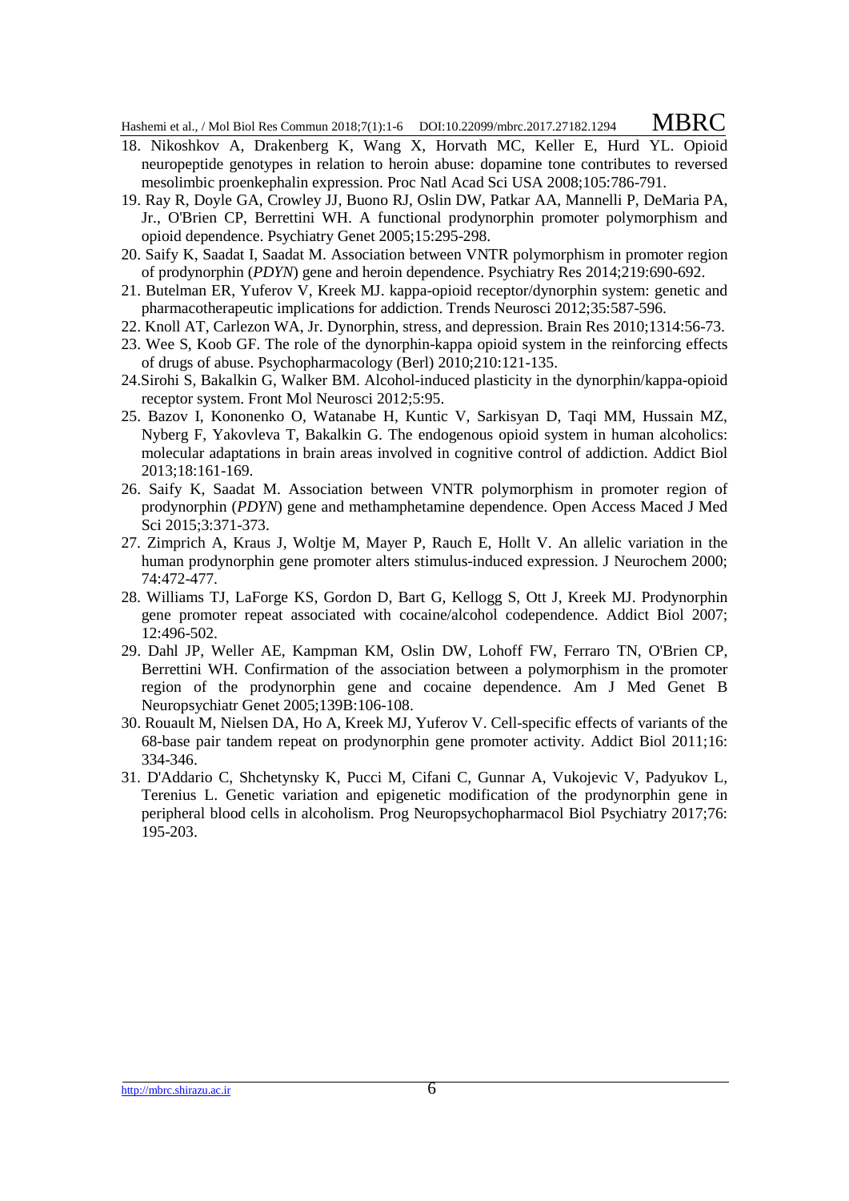18. Nikoshkov A, Drakenberg K, Wang X, Horvath MC, Keller E, Hurd YL. Opioid neuropeptide genotypes in relation to heroin abuse: dopamine tone contributes to reversed mesolimbic proenkephalin expression. Proc Natl Acad Sci USA 2008;105:786-791.
19. Ray R, Doyle GA, Crowley JJ, Buono RJ, Oslin DW, Patkar AA, Mannelli P, DeMaria PA, Jr., O'Brien CP, Berrettini WH. A functional prodynorphin promoter polymorphism and opioid dependence. Psychiatry Genet 2005;15:295-298.
20. Saify K, Saadat I, Saadat M. Association between VNTR polymorphism in promoter region of prodynorphin (*PDYN*) gene and heroin dependence. Psychiatry Res 2014;219:690-692.
21. Butelman ER, Yuferov V, Kreek MJ. kappa-opioid receptor/dynorphin system: genetic and pharmacotherapeutic implications for addiction. Trends Neurosci 2012;35:587-596.
22. Knoll AT, Carlezon WA, Jr. Dynorphin, stress, and depression. Brain Res 2010;1314:56-73.
23. Wee S, Koob GF. The role of the dynorphin-kappa opioid system in the reinforcing effects of drugs of abuse. Psychopharmacology (Berl) 2010;210:121-135.
24. Sirohi S, Bakalkin G, Walker BM. Alcohol-induced plasticity in the dynorphin/kappa-opioid receptor system. Front Mol Neurosci 2012;5:95.
25. Bazov I, Kononenko O, Watanabe H, Kuntic V, Sarkisyan D, Taqi MM, Hussain MZ, Nyberg F, Yakovleva T, Bakalkin G. The endogenous opioid system in human alcoholics: molecular adaptations in brain areas involved in cognitive control of addiction. Addict Biol 2013;18:161-169.
26. Saify K, Saadat M. Association between VNTR polymorphism in promoter region of prodynorphin (*PDYN*) gene and methamphetamine dependence. Open Access Maced J Med Sci 2015;3:371-373.
27. Zimprich A, Kraus J, Woltje M, Mayer P, Rauch E, Hollt V. An allelic variation in the human prodynorphin gene promoter alters stimulus-induced expression. J Neurochem 2000; 74:472-477.
28. Williams TJ, LaForge KS, Gordon D, Bart G, Kellogg S, Ott J, Kreek MJ. Prodynorphin gene promoter repeat associated with cocaine/alcohol codependence. Addict Biol 2007; 12:496-502.
29. Dahl JP, Weller AE, Kampman KM, Oslin DW, Lohoff FW, Ferraro TN, O'Brien CP, Berrettini WH. Confirmation of the association between a polymorphism in the promoter region of the prodynorphin gene and cocaine dependence. Am J Med Genet B Neuropsychiatr Genet 2005;139B:106-108.
30. Rouault M, Nielsen DA, Ho A, Kreek MJ, Yuferov V. Cell-specific effects of variants of the 68-base pair tandem repeat on prodynorphin gene promoter activity. Addict Biol 2011;16: 334-346.
31. D'Addario C, Shchetynsky K, Pucci M, Cifani C, Gunnar A, Vukojevic V, Padyukov L, Terenius L. Genetic variation and epigenetic modification of the prodynorphin gene in peripheral blood cells in alcoholism. Prog Neuropsychopharmacol Biol Psychiatry 2017;76: 195-203.